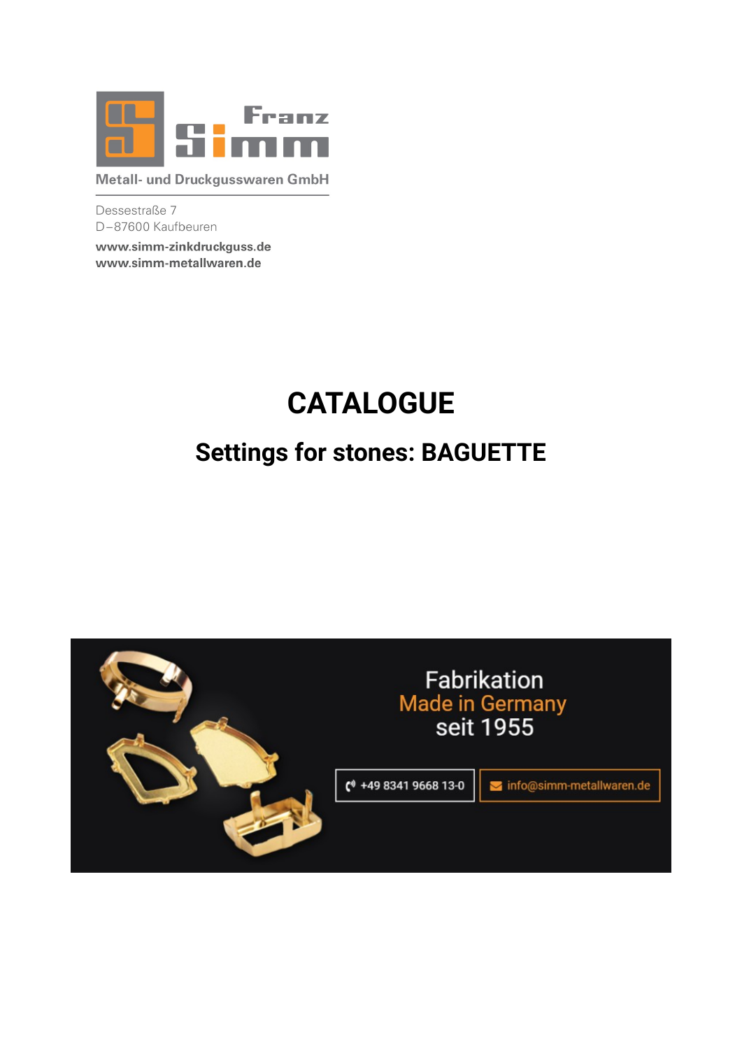Franz Simm

Metall- und Druckgusswaren GmbH

Dessestraße 7
D–87600 Kaufbeuren

**www.simm-zinkdruckguss.de**
**www.simm-metallwaren.de**

# CATALOGUE

## Settings for stones: BAGUETTE

Fabrikation
Made in Germany
seit 1955

+49 8341 9668 13-0

info@simm-metallwaren.de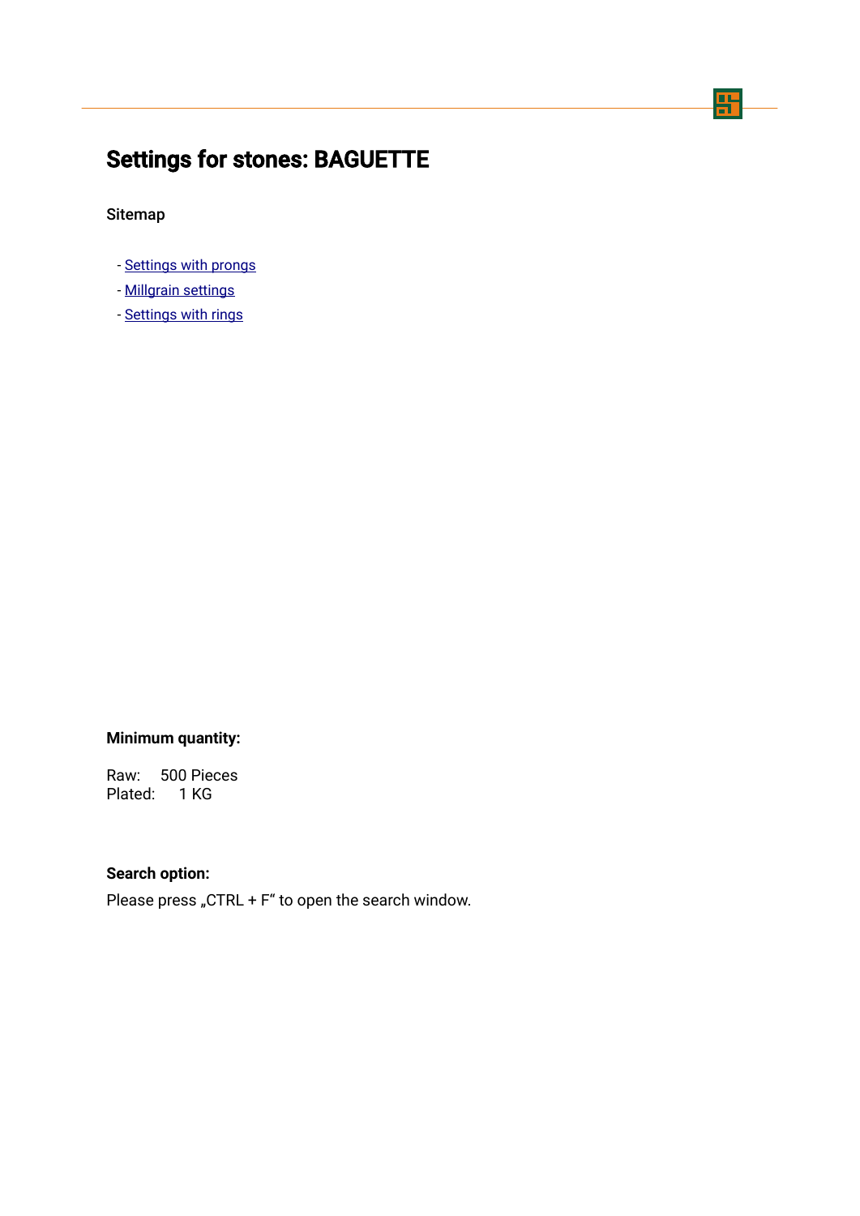# Settings for stones: BAGUETTE

Sitemap

- Settings with prongs
- Millgrain settings
- Settings with rings

**Minimum quantity:**

Raw: 500 Pieces
Plated: 1 KG

**Search option:**

Please press „CTRL + F“ to open the search window.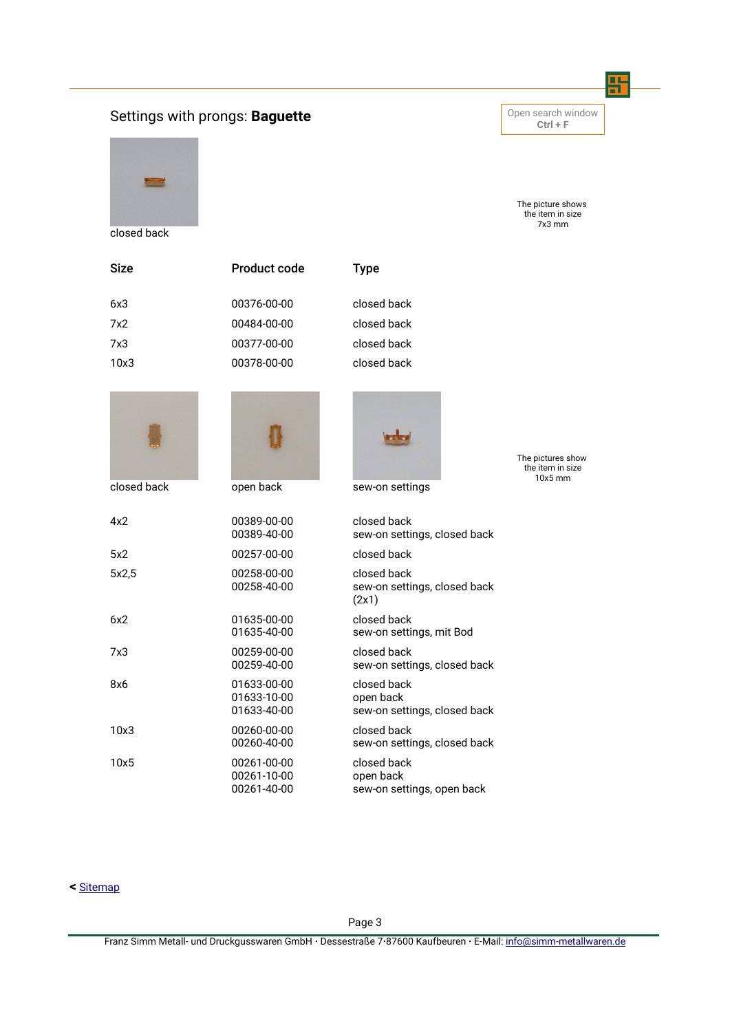## Settings with prongs: **Baguette**

Open search window
Ctrl + F

closed back

The picture shows the item in size 7x3 mm

| Size | Product code | Type |
|---|---|---|
| 6x3 | 00376-00-00 | closed back |
| 7x2 | 00484-00-00 | closed back |
| 7x3 | 00377-00-00 | closed back |
| 10x3 | 00378-00-00 | closed back |

closed back

open back

sew-on settings

The pictures show the item in size 10x5 mm

| Size | Product code | Type |
|---|---|---|
| 4x2 | 00389-00-00<br>00389-40-00 | closed back<br>sew-on settings, closed back |
| 5x2 | 00257-00-00 | closed back |
| 5x2,5 | 00258-00-00<br>00258-40-00 | closed back<br>sew-on settings, closed back (2x1) |
| 6x2 | 01635-00-00<br>01635-40-00 | closed back<br>sew-on settings, mit Bod |
| 7x3 | 00259-00-00<br>00259-40-00 | closed back<br>sew-on settings, closed back |
| 8x6 | 01633-00-00<br>01633-10-00<br>01633-40-00 | closed back<br>open back<br>sew-on settings, closed back |
| 10x3 | 00260-00-00<br>00260-40-00 | closed back<br>sew-on settings, closed back |
| 10x5 | 00261-00-00<br>00261-10-00<br>00261-40-00 | closed back<br>open back<br>sew-on settings, open back |

< Sitemap

Franz Simm Metall- und Druckgusswaren GmbH · Dessestraße 7·87600 Kaufbeuren · E-Mail: info@simm-metallwaren.de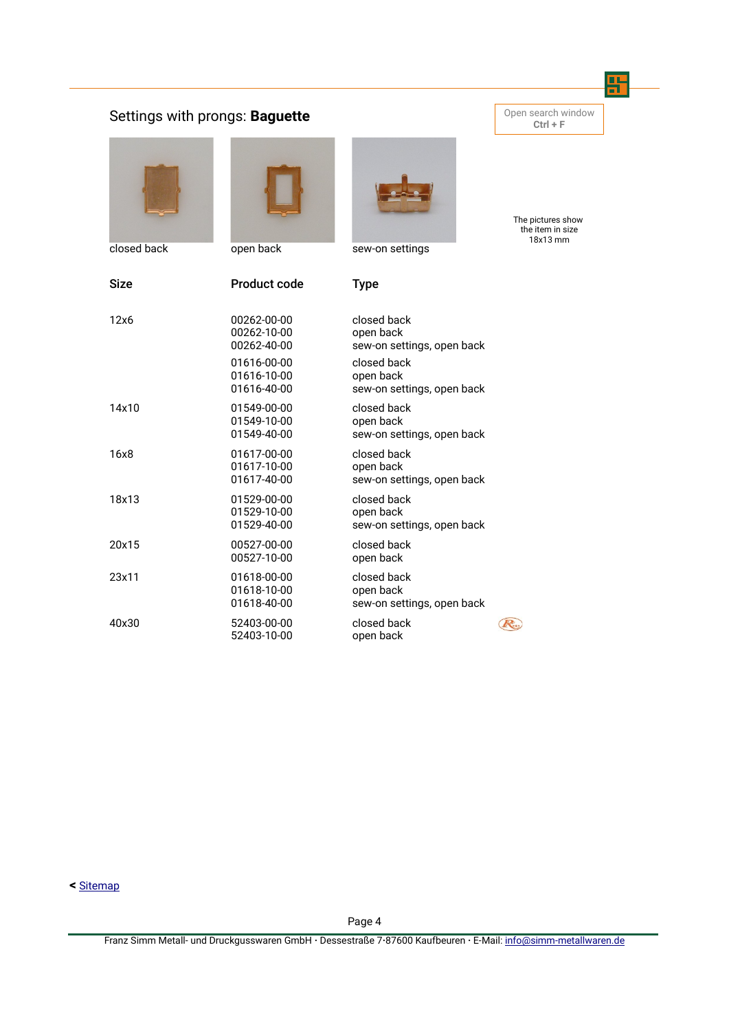## Settings with prongs: **Baguette**

Open search window
Ctrl + F

closed back | open back | sew-on settings

The pictures show the item in size 18x13 mm

| Size | Product code | Type |
|---|---|---|
| 12x6 | 00262-00-00 | closed back |
| | 00262-10-00 | open back |
| | 00262-40-00 | sew-on settings, open back |
| | 01616-00-00 | closed back |
| | 01616-10-00 | open back |
| | 01616-40-00 | sew-on settings, open back |
| 14x10 | 01549-00-00 | closed back |
| | 01549-10-00 | open back |
| | 01549-40-00 | sew-on settings, open back |
| 16x8 | 01617-00-00 | closed back |
| | 01617-10-00 | open back |
| | 01617-40-00 | sew-on settings, open back |
| 18x13 | 01529-00-00 | closed back |
| | 01529-10-00 | open back |
| | 01529-40-00 | sew-on settings, open back |
| 20x15 | 00527-00-00 | closed back |
| | 00527-10-00 | open back |
| 23x11 | 01618-00-00 | closed back |
| | 01618-10-00 | open back |
| | 01618-40-00 | sew-on settings, open back |
| 40x30 | 52403-00-00 | closed back |
| | 52403-10-00 | open back |

< Sitemap

Franz Simm Metall- und Druckgusswaren GmbH · Dessestraße 7·87600 Kaufbeuren · E-Mail: info@simm-metallwaren.de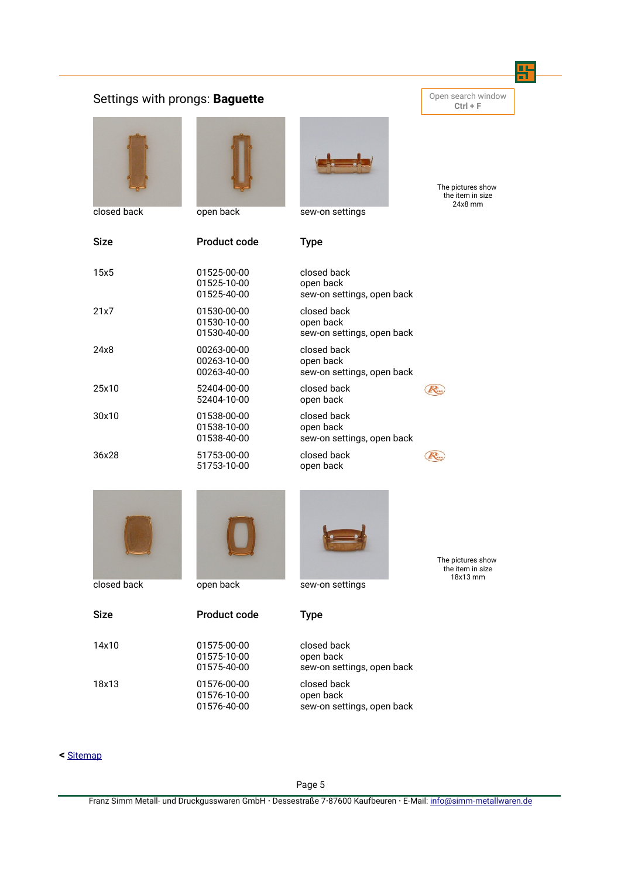## Settings with prongs: **Baguette**

Open search window
**Ctrl + F**

closed back | open back | sew-on settings

The pictures show the item in size 24x8 mm

| Size | Product code | Type |
|---|---|---|
| 15x5 | 01525-00-00<br>01525-10-00<br>01525-40-00 | closed back<br>open back<br>sew-on settings, open back |
| 21x7 | 01530-00-00<br>01530-10-00<br>01530-40-00 | closed back<br>open back<br>sew-on settings, open back |
| 24x8 | 00263-00-00<br>00263-10-00<br>00263-40-00 | closed back<br>open back<br>sew-on settings, open back |
| 25x10 | 52404-00-00<br>52404-10-00 | closed back<br>open back |
| 30x10 | 01538-00-00<br>01538-10-00<br>01538-40-00 | closed back<br>open back<br>sew-on settings, open back |
| 36x28 | 51753-00-00<br>51753-10-00 | closed back<br>open back |

closed back | open back | sew-on settings

The pictures show the item in size 18x13 mm

| Size | Product code | Type |
|---|---|---|
| 14x10 | 01575-00-00<br>01575-10-00<br>01575-40-00 | closed back<br>open back<br>sew-on settings, open back |
| 18x13 | 01576-00-00<br>01576-10-00<br>01576-40-00 | closed back<br>open back<br>sew-on settings, open back |

< Sitemap

Franz Simm Metall- und Druckgusswaren GmbH · Dessestraße 7·87600 Kaufbeuren · E-Mail: info@simm-metallwaren.de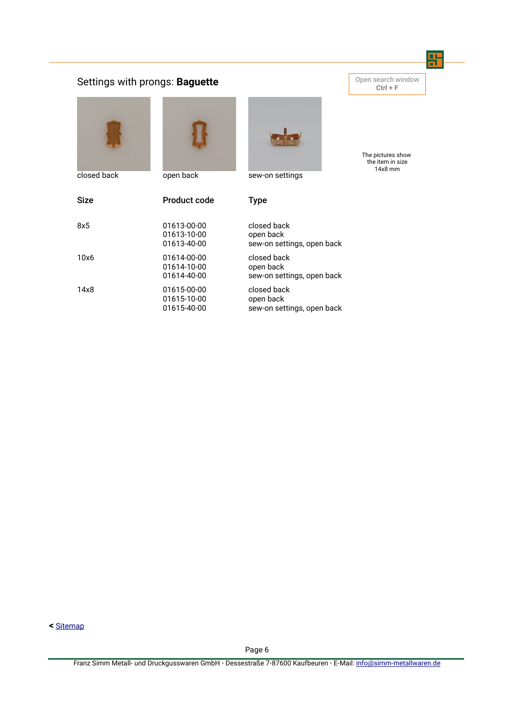## Settings with prongs: **Baguette**

Open search window
**Ctrl + F**

closed back | open back | sew-on settings

The pictures show the item in size 14x8 mm

| Size | Product code | Type |
|---|---|---|
| 8x5 | 01613-00-00 | closed back |
| | 01613-10-00 | open back |
| | 01613-40-00 | sew-on settings, open back |
| 10x6 | 01614-00-00 | closed back |
| | 01614-10-00 | open back |
| | 01614-40-00 | sew-on settings, open back |
| 14x8 | 01615-00-00 | closed back |
| | 01615-10-00 | open back |
| | 01615-40-00 | sew-on settings, open back |

< Sitemap

Franz Simm Metall- und Druckgusswaren GmbH · Dessestraße 7·87600 Kaufbeuren · E-Mail: info@simm-metallwaren.de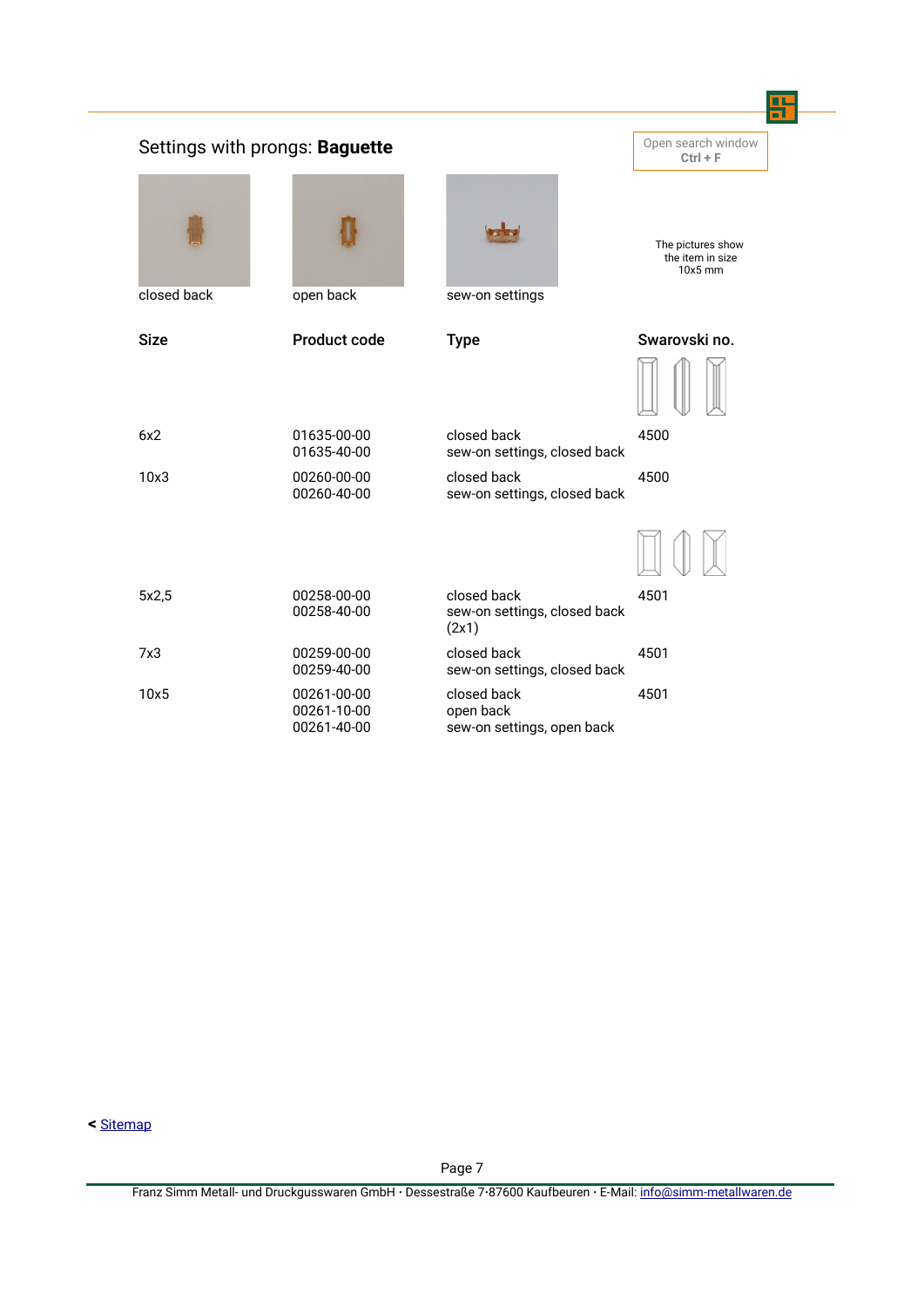## Settings with prongs: **Baguette**

Open search window
**Ctrl + F**

closed back | open back | sew-on settings

The pictures show the item in size 10x5 mm

| Size | Product code | Type | Swarovski no. |
|---|---|---|---|
| 6x2 | 01635-00-00<br>01635-40-00 | closed back<br>sew-on settings, closed back | 4500 |
| 10x3 | 00260-00-00<br>00260-40-00 | closed back<br>sew-on settings, closed back | 4500 |
| 5x2,5 | 00258-00-00<br>00258-40-00 | closed back<br>sew-on settings, closed back (2x1) | 4501 |
| 7x3 | 00259-00-00<br>00259-40-00 | closed back<br>sew-on settings, closed back | 4501 |
| 10x5 | 00261-00-00<br>00261-10-00<br>00261-40-00 | closed back<br>open back<br>sew-on settings, open back | 4501 |

< Sitemap

Franz Simm Metall- und Druckgusswaren GmbH · Dessestraße 7·87600 Kaufbeuren · E-Mail: info@simm-metallwaren.de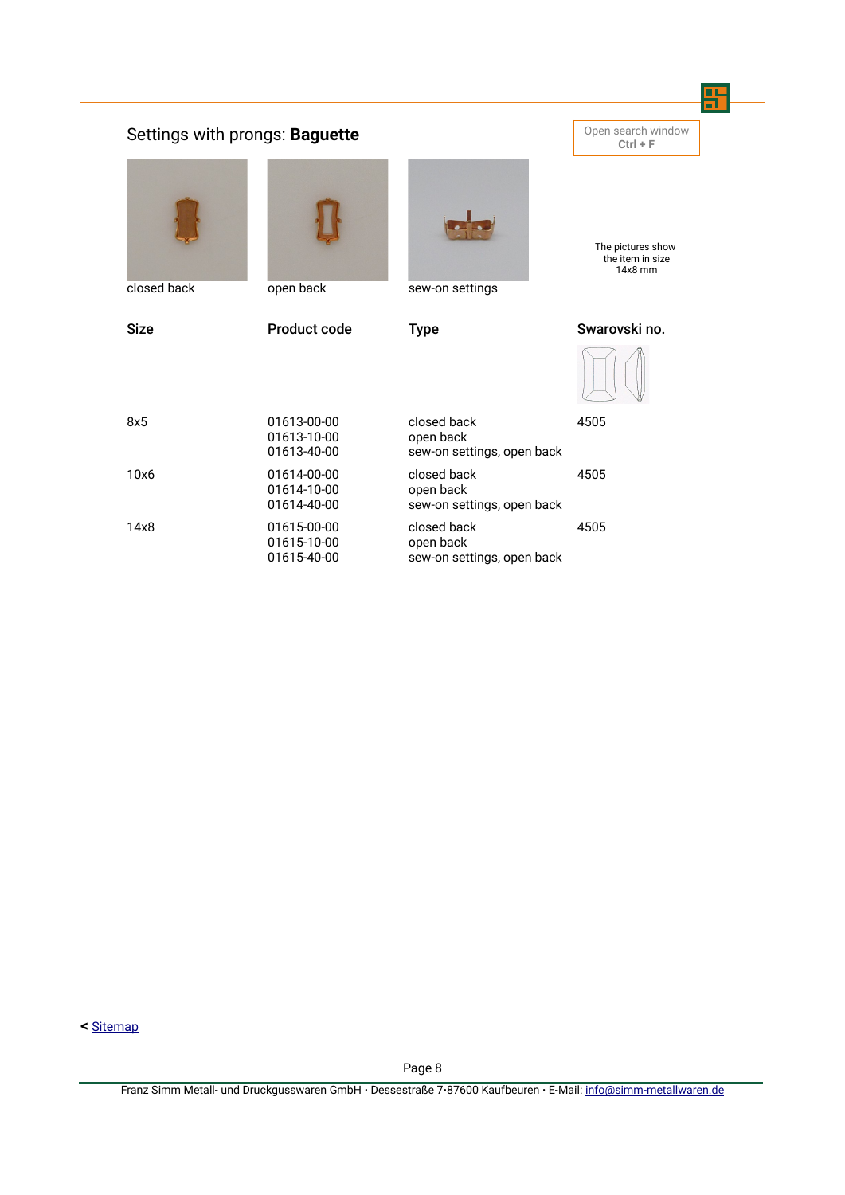## Settings with prongs: **Baguette**

Open search window
**Ctrl + F**

closed back | open back | sew-on settings

The pictures show the item in size 14x8 mm

| Size | Product code | Type | Swarovski no. |
|---|---|---|---|
| 8x5 | 01613-00-00<br>01613-10-00<br>01613-40-00 | closed back<br>open back<br>sew-on settings, open back | 4505 |
| 10x6 | 01614-00-00<br>01614-10-00<br>01614-40-00 | closed back<br>open back<br>sew-on settings, open back | 4505 |
| 14x8 | 01615-00-00<br>01615-10-00<br>01615-40-00 | closed back<br>open back<br>sew-on settings, open back | 4505 |

< Sitemap

Franz Simm Metall- und Druckgusswaren GmbH · Dessestraße 7·87600 Kaufbeuren · E-Mail: info@simm-metallwaren.de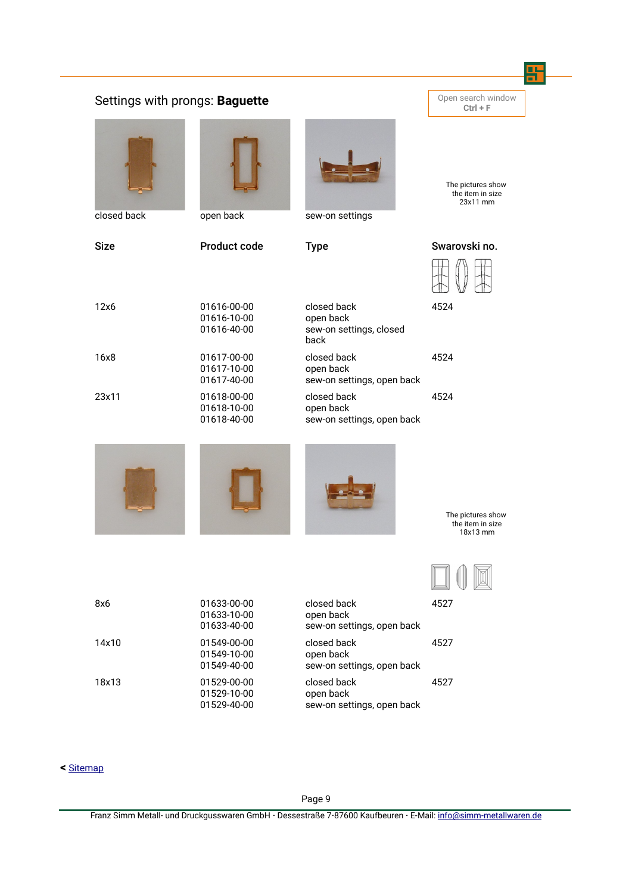## Settings with prongs: **Baguette**

Open search window
Ctrl + F

closed back

open back

sew-on settings

The pictures show the item in size 23x11 mm

| Size | Product code | Type | Swarovski no. |
|---|---|---|---|
| 12x6 | 01616-00-00<br>01616-10-00<br>01616-40-00 | closed back<br>open back<br>sew-on settings, closed back | 4524 |
| 16x8 | 01617-00-00<br>01617-10-00<br>01617-40-00 | closed back<br>open back<br>sew-on settings, open back | 4524 |
| 23x11 | 01618-00-00<br>01618-10-00<br>01618-40-00 | closed back<br>open back<br>sew-on settings, open back | 4524 |

The pictures show the item in size 18x13 mm

| Size | Product code | Type | Swarovski no. |
|---|---|---|---|
| 8x6 | 01633-00-00<br>01633-10-00<br>01633-40-00 | closed back<br>open back<br>sew-on settings, open back | 4527 |
| 14x10 | 01549-00-00<br>01549-10-00<br>01549-40-00 | closed back<br>open back<br>sew-on settings, open back | 4527 |
| 18x13 | 01529-00-00<br>01529-10-00<br>01529-40-00 | closed back<br>open back<br>sew-on settings, open back | 4527 |

< Sitemap

Franz Simm Metall- und Druckgusswaren GmbH · Dessestraße 7·87600 Kaufbeuren · E-Mail: info@simm-metallwaren.de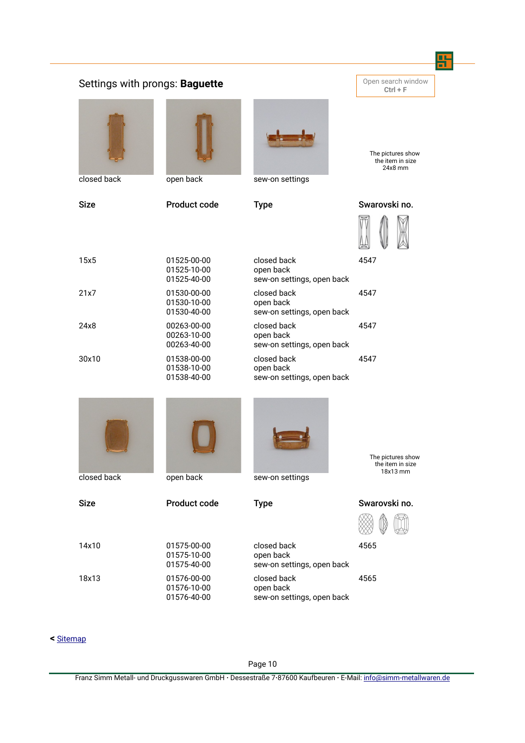## Settings with prongs: **Baguette**

Open search window
Ctrl + F

| closed back | open back | sew-on settings | The pictures show the item in size 24x8 mm |
|---|---|---|---|

| Size | Product code | Type | Swarovski no. |
|---|---|---|---|
| 15x5 | 01525-00-00<br>01525-10-00<br>01525-40-00 | closed back<br>open back<br>sew-on settings, open back | 4547 |
| 21x7 | 01530-00-00<br>01530-10-00<br>01530-40-00 | closed back<br>open back<br>sew-on settings, open back | 4547 |
| 24x8 | 00263-00-00<br>00263-10-00<br>00263-40-00 | closed back<br>open back<br>sew-on settings, open back | 4547 |
| 30x10 | 01538-00-00<br>01538-10-00<br>01538-40-00 | closed back<br>open back<br>sew-on settings, open back | 4547 |

| closed back | open back | sew-on settings | The pictures show the item in size 18x13 mm |
|---|---|---|---|

| Size | Product code | Type | Swarovski no. |
|---|---|---|---|
| 14x10 | 01575-00-00<br>01575-10-00<br>01575-40-00 | closed back<br>open back<br>sew-on settings, open back | 4565 |
| 18x13 | 01576-00-00<br>01576-10-00<br>01576-40-00 | closed back<br>open back<br>sew-on settings, open back | 4565 |

< Sitemap

Franz Simm Metall- und Druckgusswaren GmbH · Dessestraße 7·87600 Kaufbeuren · E-Mail: info@simm-metallwaren.de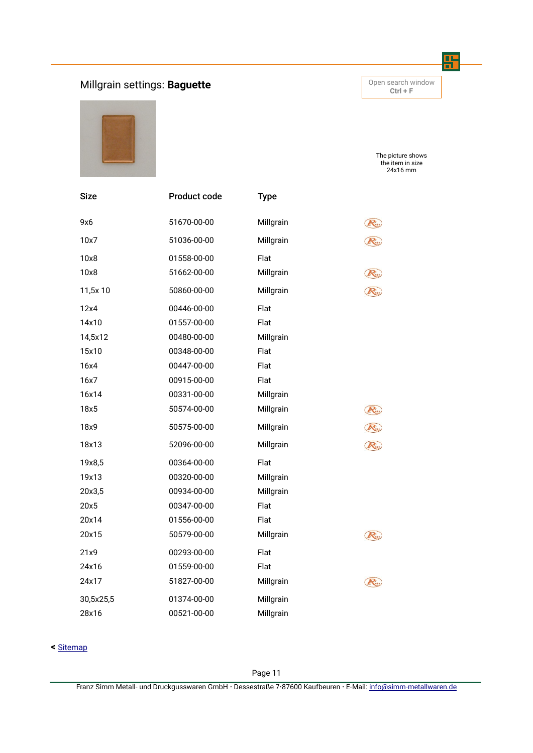## Millgrain settings: **Baguette**

Open search window
**Ctrl + F**

The picture shows the item in size 24x16 mm

| Size | Product code | Type | |
|---|---|---|---|
| 9x6 | 51670-00-00 | Millgrain | R |
| 10x7 | 51036-00-00 | Millgrain | R |
| 10x8 | 01558-00-00 | Flat | |
| 10x8 | 51662-00-00 | Millgrain | R |
| 11,5x 10 | 50860-00-00 | Millgrain | R |
| 12x4 | 00446-00-00 | Flat | |
| 14x10 | 01557-00-00 | Flat | |
| 14,5x12 | 00480-00-00 | Millgrain | |
| 15x10 | 00348-00-00 | Flat | |
| 16x4 | 00447-00-00 | Flat | |
| 16x7 | 00915-00-00 | Flat | |
| 16x14 | 00331-00-00 | Millgrain | |
| 18x5 | 50574-00-00 | Millgrain | R |
| 18x9 | 50575-00-00 | Millgrain | R |
| 18x13 | 52096-00-00 | Millgrain | R |
| 19x8,5 | 00364-00-00 | Flat | |
| 19x13 | 00320-00-00 | Millgrain | |
| 20x3,5 | 00934-00-00 | Millgrain | |
| 20x5 | 00347-00-00 | Flat | |
| 20x14 | 01556-00-00 | Flat | |
| 20x15 | 50579-00-00 | Millgrain | R |
| 21x9 | 00293-00-00 | Flat | |
| 24x16 | 01559-00-00 | Flat | |
| 24x17 | 51827-00-00 | Millgrain | R |
| 30,5x25,5 | 01374-00-00 | Millgrain | |
| 28x16 | 00521-00-00 | Millgrain | |

< Sitemap

Franz Simm Metall- und Druckgusswaren GmbH · Dessestraße 7·87600 Kaufbeuren · E-Mail: info@simm-metallwaren.de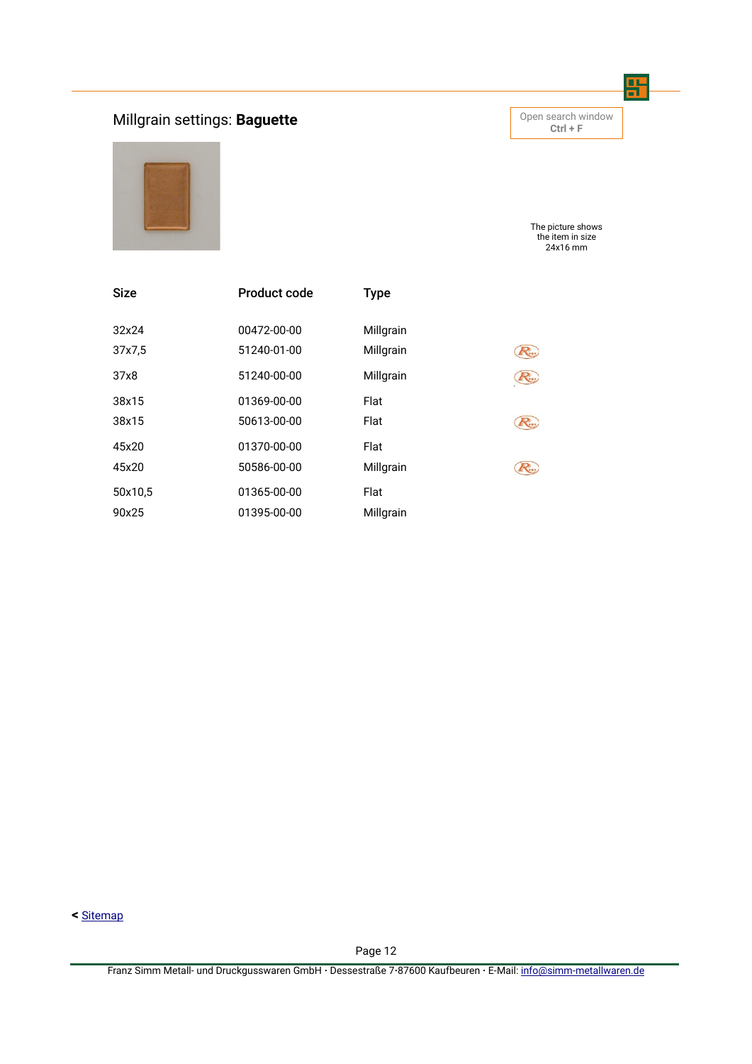## Millgrain settings: **Baguette**

Open search window
**Ctrl + F**

The picture shows the item in size 24x16 mm

| Size | Product code | Type | |
|---|---|---|---|
| 32x24 | 00472-00-00 | Millgrain | |
| 37x7,5 | 51240-01-00 | Millgrain | R |
| 37x8 | 51240-00-00 | Millgrain | R |
| 38x15 | 01369-00-00 | Flat | |
| 38x15 | 50613-00-00 | Flat | R |
| 45x20 | 01370-00-00 | Flat | |
| 45x20 | 50586-00-00 | Millgrain | R |
| 50x10,5 | 01365-00-00 | Flat | |
| 90x25 | 01395-00-00 | Millgrain | |

< Sitemap

Franz Simm Metall- und Druckgusswaren GmbH · Dessestraße 7·87600 Kaufbeuren · E-Mail: info@simm-metallwaren.de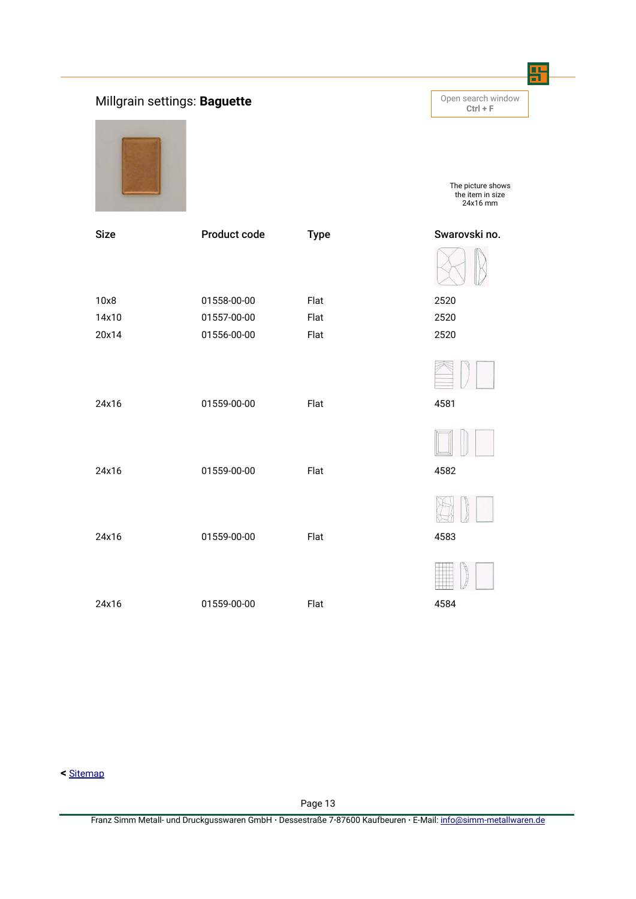# Millgrain settings: **Baguette**

Open search window
**Ctrl + F**

The picture shows the item in size 24x16 mm

| Size | Product code | Type | Swarovski no. |
|---|---|---|---|
| 10x8 | 01558-00-00 | Flat | 2520 |
| 14x10 | 01557-00-00 | Flat | 2520 |
| 20x14 | 01556-00-00 | Flat | 2520 |
| 24x16 | 01559-00-00 | Flat | 4581 |
| 24x16 | 01559-00-00 | Flat | 4582 |
| 24x16 | 01559-00-00 | Flat | 4583 |
| 24x16 | 01559-00-00 | Flat | 4584 |

< Sitemap

Franz Simm Metall- und Druckgusswaren GmbH · Dessestraße 7·87600 Kaufbeuren · E-Mail: info@simm-metallwaren.de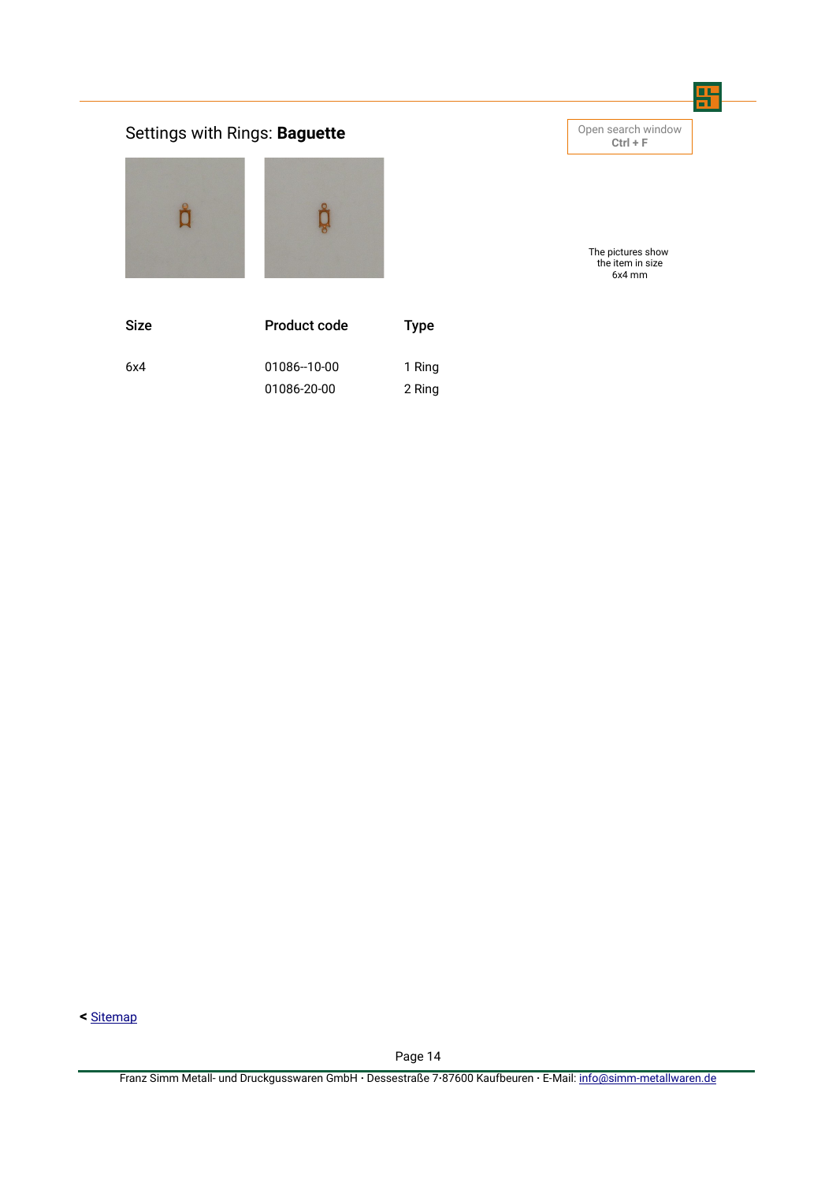## Settings with Rings: **Baguette**

Open search window
**Ctrl + F**

The pictures show the item in size 6x4 mm

| Size | Product code | Type |
|---|---|---|
| 6x4 | 01086--10-00 | 1 Ring |
| | 01086-20-00 | 2 Ring |

< Sitemap

Franz Simm Metall- und Druckgusswaren GmbH · Dessestraße 7·87600 Kaufbeuren · E-Mail: info@simm-metallwaren.de